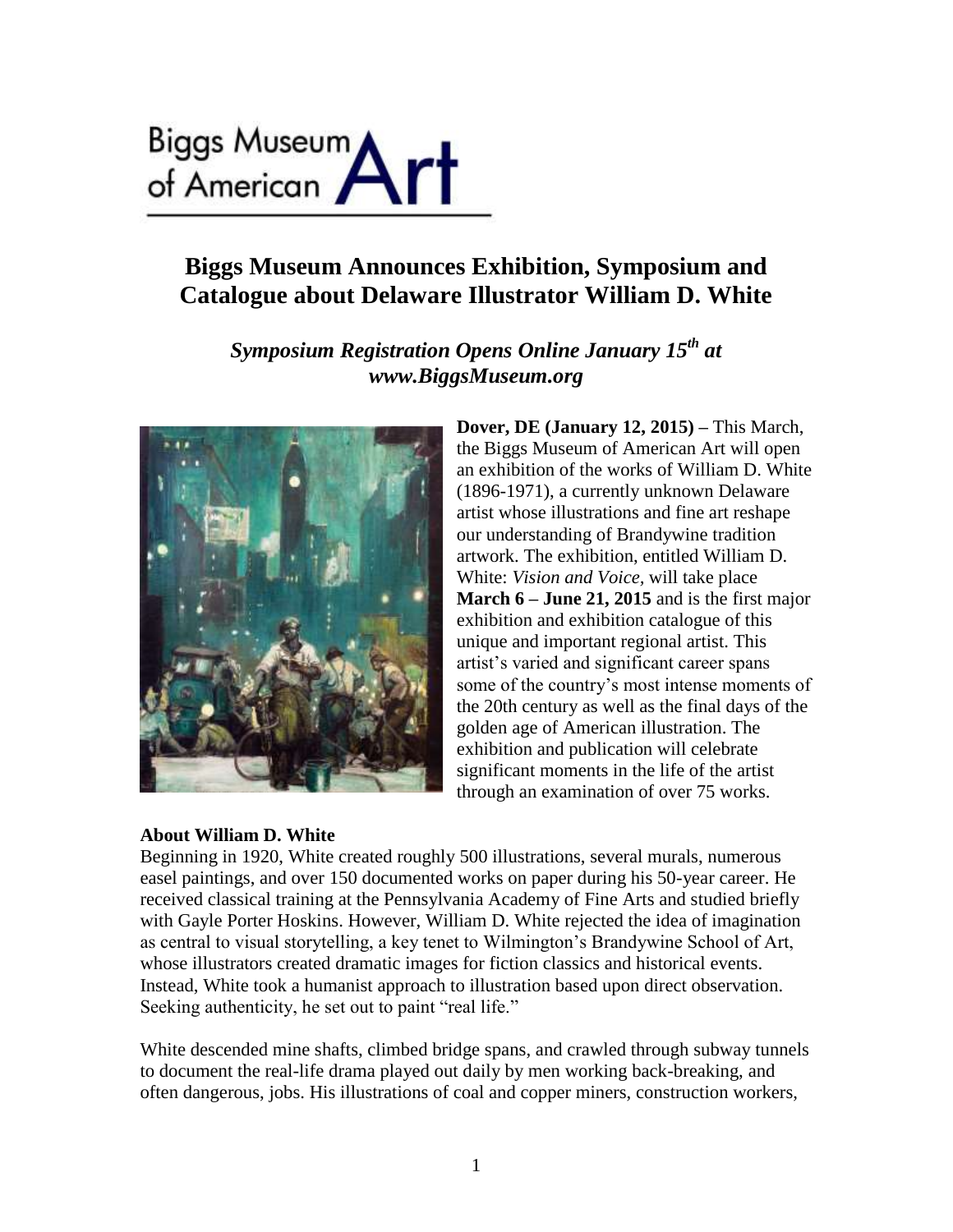Biggs Museum of American Art

# Biggs Museum Announces Exhibition, Symposium and Catalogue about Delaware Illustrator William D. White

## *Symposium Registration Opens Online January 15th at www.BiggsMuseum.org*

**Dover, DE (January 12, 2015) –** This March, the Biggs Museum of American Art will open an exhibition of the works of William D. White (1896-1971), a currently unknown Delaware artist whose illustrations and fine art reshape our understanding of Brandywine tradition artwork. The exhibition, entitled William D. White: *Vision and Voice*, will take place **March 6 – June 21, 2015** and is the first major exhibition and exhibition catalogue of this unique and important regional artist. This artist's varied and significant career spans some of the country's most intense moments of the 20th century as well as the final days of the golden age of American illustration. The exhibition and publication will celebrate significant moments in the life of the artist through an examination of over 75 works.

**About William D. White**

Beginning in 1920, White created roughly 500 illustrations, several murals, numerous easel paintings, and over 150 documented works on paper during his 50-year career. He received classical training at the Pennsylvania Academy of Fine Arts and studied briefly with Gayle Porter Hoskins. However, William D. White rejected the idea of imagination as central to visual storytelling, a key tenet to Wilmington's Brandywine School of Art, whose illustrators created dramatic images for fiction classics and historical events. Instead, White took a humanist approach to illustration based upon direct observation. Seeking authenticity, he set out to paint "real life."

White descended mine shafts, climbed bridge spans, and crawled through subway tunnels to document the real-life drama played out daily by men working back-breaking, and often dangerous, jobs. His illustrations of coal and copper miners, construction workers,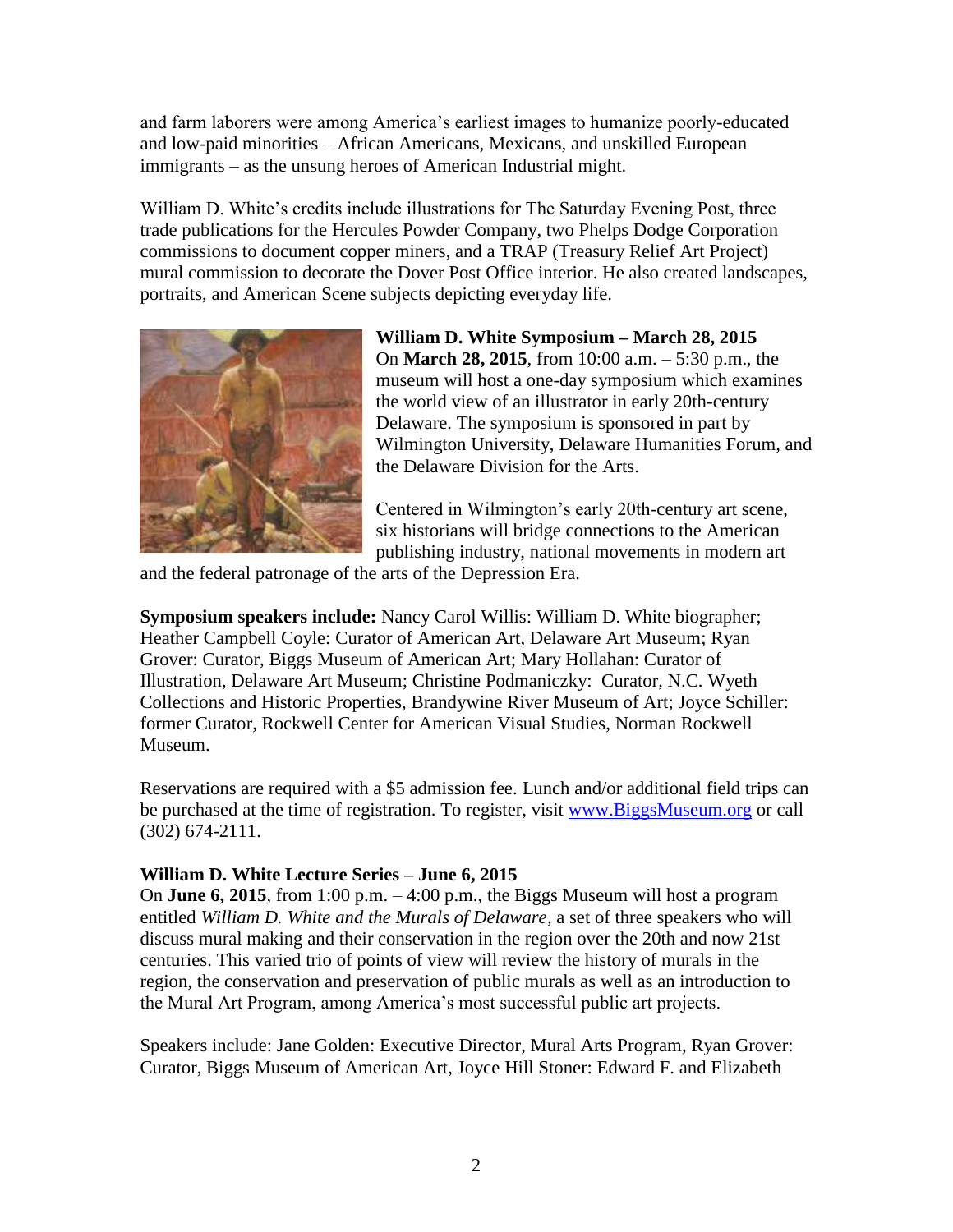and farm laborers were among America's earliest images to humanize poorly-educated and low-paid minorities – African Americans, Mexicans, and unskilled European immigrants – as the unsung heroes of American Industrial might.

William D. White's credits include illustrations for The Saturday Evening Post, three trade publications for the Hercules Powder Company, two Phelps Dodge Corporation commissions to document copper miners, and a TRAP (Treasury Relief Art Project) mural commission to decorate the Dover Post Office interior. He also created landscapes, portraits, and American Scene subjects depicting everyday life.

**William D. White Symposium – March 28, 2015**

On **March 28, 2015**, from 10:00 a.m. – 5:30 p.m., the museum will host a one-day symposium which examines the world view of an illustrator in early 20th-century Delaware. The symposium is sponsored in part by Wilmington University, Delaware Humanities Forum, and the Delaware Division for the Arts.

Centered in Wilmington's early 20th-century art scene, six historians will bridge connections to the American publishing industry, national movements in modern art and the federal patronage of the arts of the Depression Era.

**Symposium speakers include:** Nancy Carol Willis: William D. White biographer; Heather Campbell Coyle: Curator of American Art, Delaware Art Museum; Ryan Grover: Curator, Biggs Museum of American Art; Mary Hollahan: Curator of Illustration, Delaware Art Museum; Christine Podmaniczky: Curator, N.C. Wyeth Collections and Historic Properties, Brandywine River Museum of Art; Joyce Schiller: former Curator, Rockwell Center for American Visual Studies, Norman Rockwell Museum.

Reservations are required with a $5 admission fee. Lunch and/or additional field trips can be purchased at the time of registration. To register, visit www.BiggsMuseum.org or call (302) 674-2111.

**William D. White Lecture Series – June 6, 2015**

On **June 6, 2015**, from 1:00 p.m. – 4:00 p.m., the Biggs Museum will host a program entitled *William D. White and the Murals of Delaware,* a set of three speakers who will discuss mural making and their conservation in the region over the 20th and now 21st centuries. This varied trio of points of view will review the history of murals in the region, the conservation and preservation of public murals as well as an introduction to the Mural Art Program, among America's most successful public art projects.

Speakers include: Jane Golden: Executive Director, Mural Arts Program, Ryan Grover: Curator, Biggs Museum of American Art, Joyce Hill Stoner: Edward F. and Elizabeth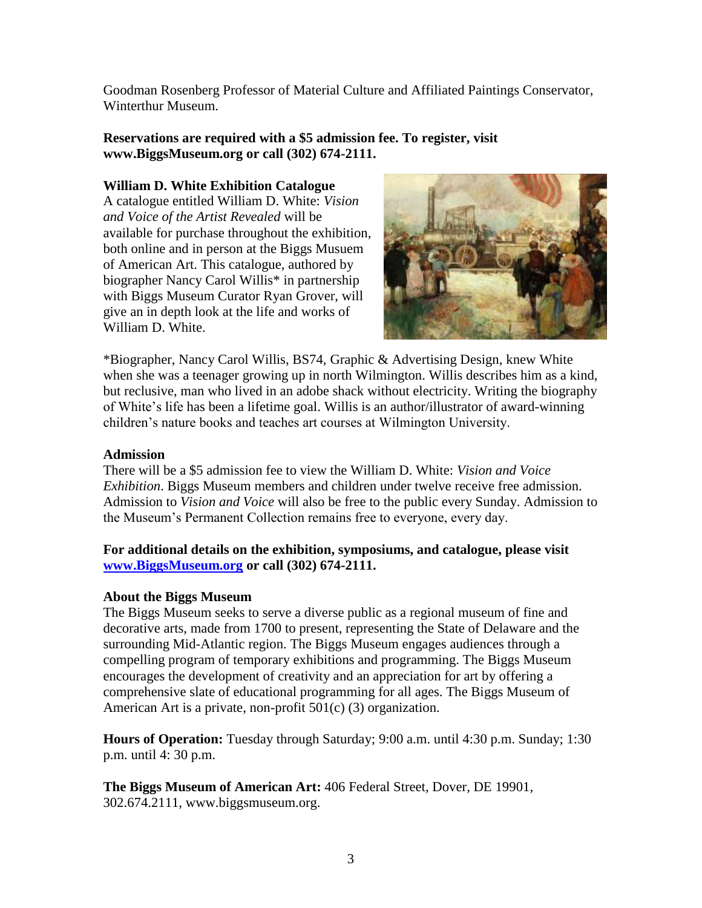Goodman Rosenberg Professor of Material Culture and Affiliated Paintings Conservator, Winterthur Museum.

**Reservations are required with a $5 admission fee. To register, visit www.BiggsMuseum.org or call (302) 674-2111.**

**William D. White Exhibition Catalogue**

A catalogue entitled William D. White: *Vision and Voice of the Artist Revealed* will be available for purchase throughout the exhibition, both online and in person at the Biggs Musuem of American Art. This catalogue, authored by biographer Nancy Carol Willis* in partnership with Biggs Museum Curator Ryan Grover, will give an in depth look at the life and works of William D. White.

*Biographer, Nancy Carol Willis, BS74, Graphic & Advertising Design, knew White when she was a teenager growing up in north Wilmington. Willis describes him as a kind, but reclusive, man who lived in an adobe shack without electricity. Writing the biography of White's life has been a lifetime goal. Willis is an author/illustrator of award-winning children's nature books and teaches art courses at Wilmington University.

**Admission**

There will be a $5 admission fee to view the William D. White: *Vision and Voice Exhibition*. Biggs Museum members and children under twelve receive free admission. Admission to *Vision and Voice* will also be free to the public every Sunday. Admission to the Museum's Permanent Collection remains free to everyone, every day.

**For additional details on the exhibition, symposiums, and catalogue, please visit [www.BiggsMuseum.org](http://www.BiggsMuseum.org) or call (302) 674-2111.**

**About the Biggs Museum**

The Biggs Museum seeks to serve a diverse public as a regional museum of fine and decorative arts, made from 1700 to present, representing the State of Delaware and the surrounding Mid-Atlantic region. The Biggs Museum engages audiences through a compelling program of temporary exhibitions and programming. The Biggs Museum encourages the development of creativity and an appreciation for art by offering a comprehensive slate of educational programming for all ages. The Biggs Museum of American Art is a private, non-profit 501(c) (3) organization.

**Hours of Operation:** Tuesday through Saturday; 9:00 a.m. until 4:30 p.m. Sunday; 1:30 p.m. until 4: 30 p.m.

**The Biggs Museum of American Art:** 406 Federal Street, Dover, DE 19901, 302.674.2111, www.biggsmuseum.org.